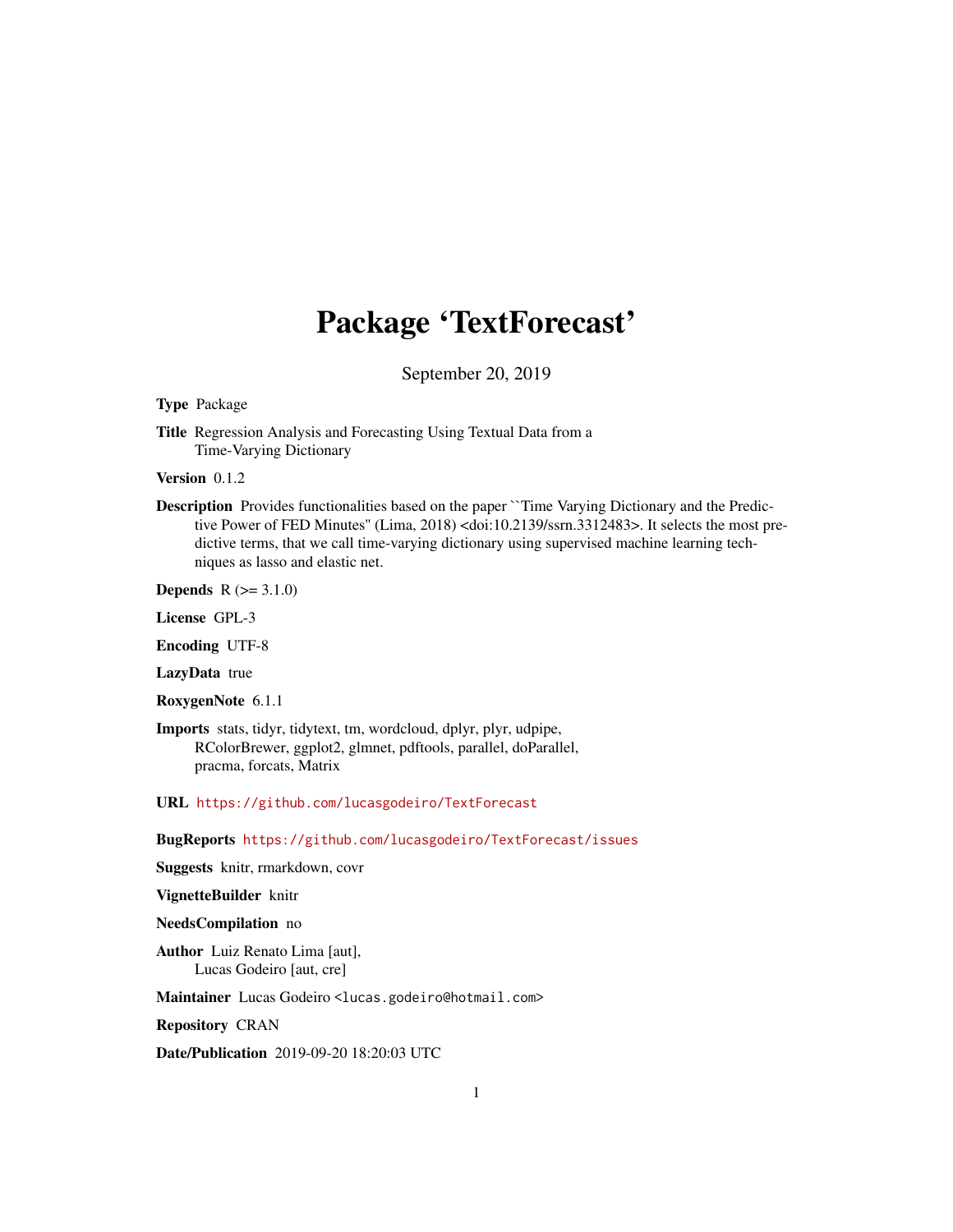# Package 'TextForecast'

September 20, 2019

**Type** Package

**Title** Regression Analysis and Forecasting Using Textual Data from a Time-Varying Dictionary

**Version** 0.1.2

**Description** Provides functionalities based on the paper ``Time Varying Dictionary and the Predictive Power of FED Minutes'' (Lima, 2018) <doi:10.2139/ssrn.3312483>. It selects the most predictive terms, that we call time-varying dictionary using supervised machine learning techniques as lasso and elastic net.

**Depends** R (>= 3.1.0)

**License** GPL-3

**Encoding** UTF-8

**LazyData** true

**RoxygenNote** 6.1.1

**Imports** stats, tidyr, tidytext, tm, wordcloud, dplyr, plyr, udpipe, RColorBrewer, ggplot2, glmnet, pdftools, parallel, doParallel, pracma, forcats, Matrix

**URL** https://github.com/lucasgodeiro/TextForecast

**BugReports** https://github.com/lucasgodeiro/TextForecast/issues

**Suggests** knitr, rmarkdown, covr

**VignetteBuilder** knitr

**NeedsCompilation** no

**Author** Luiz Renato Lima [aut],
Lucas Godeiro [aut, cre]

**Maintainer** Lucas Godeiro <lucas.godeiro@hotmail.com>

**Repository** CRAN

**Date/Publication** 2019-09-20 18:20:03 UTC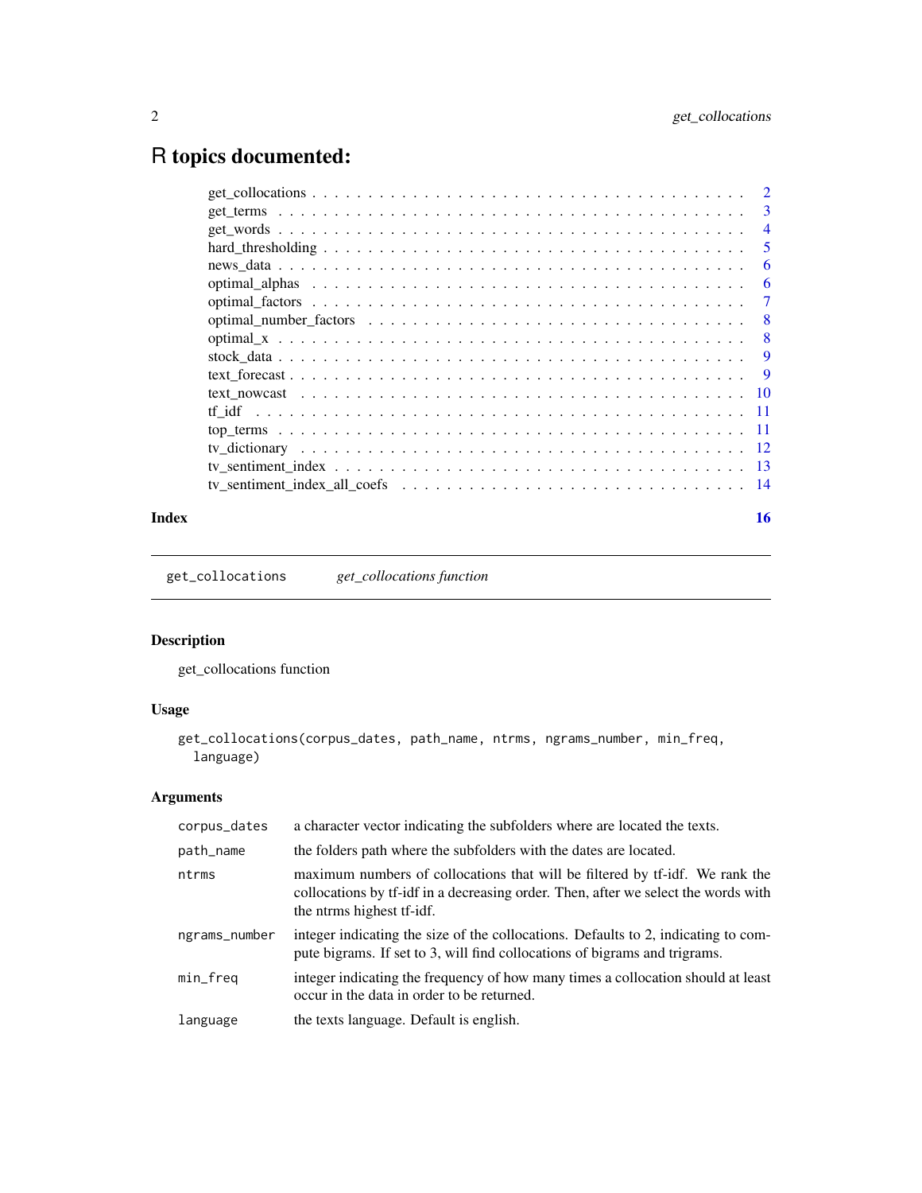# R topics documented:

| | |
|---|---|
| get_collocations | 2 |
| get_terms | 3 |
| get_words | 4 |
| hard_thresholding | 5 |
| news_data | 6 |
| optimal_alphas | 6 |
| optimal_factors | 7 |
| optimal_number_factors | 8 |
| optimal_x | 8 |
| stock_data | 9 |
| text_forecast | 9 |
| text_nowcast | 10 |
| tf_idf | 11 |
| top_terms | 11 |
| tv_dictionary | 12 |
| tv_sentiment_index | 13 |
| tv_sentiment_index_all_coefs | 14 |
| **Index** | **16** |

---

`get_collocations` *get_collocations function*

---

### Description

get_collocations function

### Usage

```
get_collocations(corpus_dates, path_name, ntrms, ngrams_number, min_freq,
  language)
```

### Arguments

| | |
|---|---|
| `corpus_dates` | a character vector indicating the subfolders where are located the texts. |
| `path_name` | the folders path where the subfolders with the dates are located. |
| `ntrms` | maximum numbers of collocations that will be filtered by tf-idf. We rank the collocations by tf-idf in a decreasing order. Then, after we select the words with the ntrms highest tf-idf. |
| `ngrams_number` | integer indicating the size of the collocations. Defaults to 2, indicating to compute bigrams. If set to 3, will find collocations of bigrams and trigrams. |
| `min_freq` | integer indicating the frequency of how many times a collocation should at least occur in the data in order to be returned. |
| `language` | the texts language. Default is english. |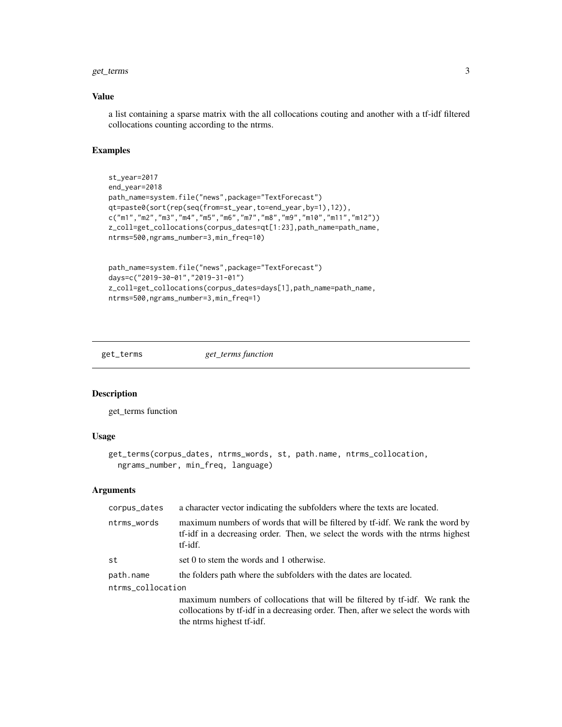### Value

a list containing a sparse matrix with the all collocations couting and another with a tf-idf filtered collocations counting according to the ntrms.

### Examples

```
st_year=2017
end_year=2018
path_name=system.file("news",package="TextForecast")
qt=paste0(sort(rep(seq(from=st_year,to=end_year,by=1),12)),
c("m1","m2","m3","m4","m5","m6","m7","m8","m9","m10","m11","m12"))
z_coll=get_collocations(corpus_dates=qt[1:23],path_name=path_name,
ntrms=500,ngrams_number=3,min_freq=10)


path_name=system.file("news",package="TextForecast")
days=c("2019-30-01","2019-31-01")
z_coll=get_collocations(corpus_dates=days[1],path_name=path_name,
ntrms=500,ngrams_number=3,min_freq=1)
```

---

## get_terms *get_terms function*

### Description

get_terms function

### Usage

```
get_terms(corpus_dates, ntrms_words, st, path.name, ntrms_collocation,
  ngrams_number, min_freq, language)
```

### Arguments

| | |
|---|---|
| corpus_dates | a character vector indicating the subfolders where the texts are located. |
| ntrms_words | maximum numbers of words that will be filtered by tf-idf. We rank the word by tf-idf in a decreasing order. Then, we select the words with the ntrms highest tf-idf. |
| st | set 0 to stem the words and 1 otherwise. |
| path.name | the folders path where the subfolders with the dates are located. |
| ntrms_collocation | maximum numbers of collocations that will be filtered by tf-idf. We rank the collocations by tf-idf in a decreasing order. Then, after we select the words with the ntrms highest tf-idf. |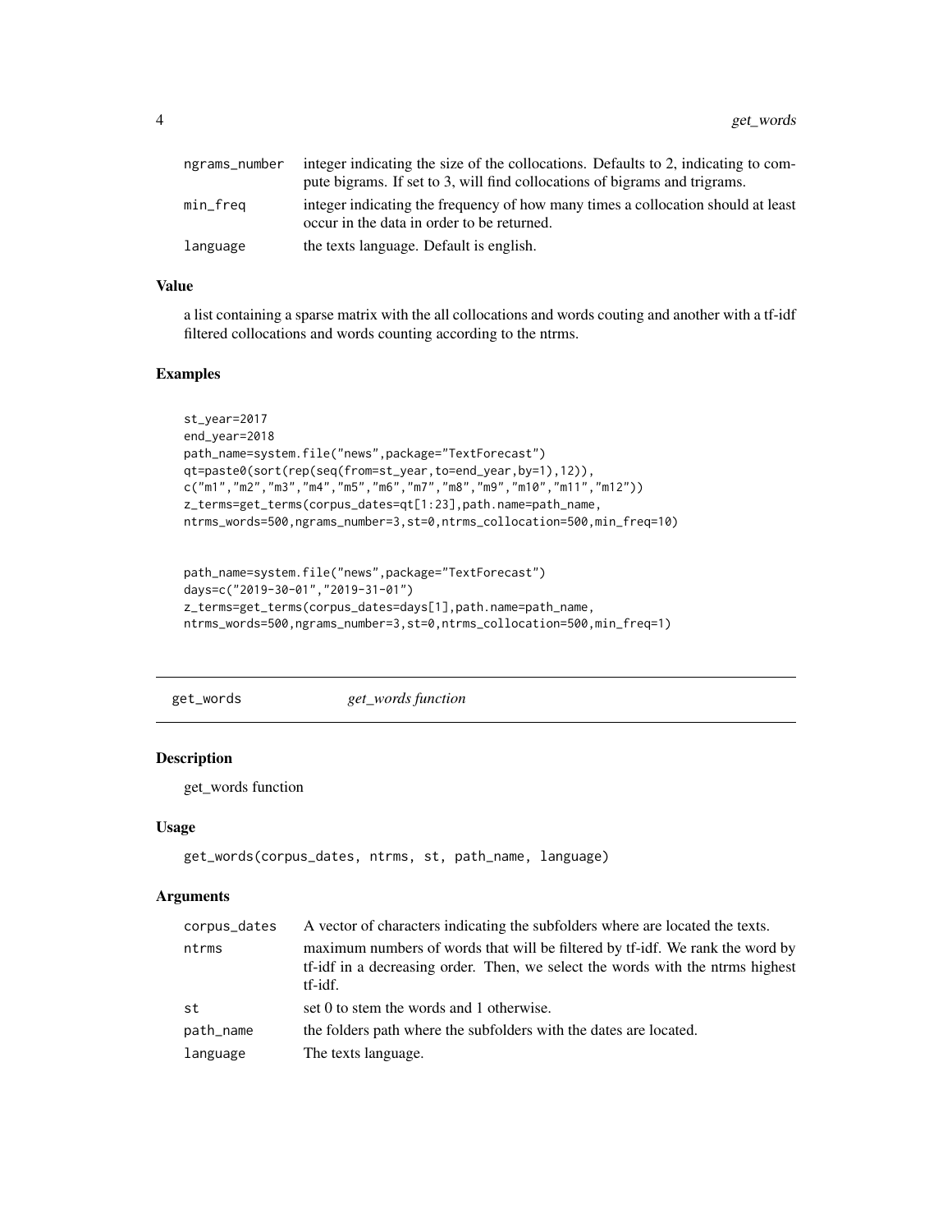| | |
|---|---|
| ngrams_number | integer indicating the size of the collocations. Defaults to 2, indicating to compute bigrams. If set to 3, will find collocations of bigrams and trigrams. |
| min_freq | integer indicating the frequency of how many times a collocation should at least occur in the data in order to be returned. |
| language | the texts language. Default is english. |

### Value

a list containing a sparse matrix with the all collocations and words couting and another with a tf-idf filtered collocations and words counting according to the ntrms.

### Examples

```
st_year=2017
end_year=2018
path_name=system.file("news",package="TextForecast")
qt=paste0(sort(rep(seq(from=st_year,to=end_year,by=1),12)),
c("m1","m2","m3","m4","m5","m6","m7","m8","m9","m10","m11","m12"))
z_terms=get_terms(corpus_dates=qt[1:23],path.name=path_name,
ntrms_words=500,ngrams_number=3,st=0,ntrms_collocation=500,min_freq=10)


path_name=system.file("news",package="TextForecast")
days=c("2019-30-01","2019-31-01")
z_terms=get_terms(corpus_dates=days[1],path.name=path_name,
ntrms_words=500,ngrams_number=3,st=0,ntrms_collocation=500,min_freq=1)
```

## get_words — *get_words function*

### Description

get_words function

### Usage

```
get_words(corpus_dates, ntrms, st, path_name, language)
```

### Arguments

| | |
|---|---|
| corpus_dates | A vector of characters indicating the subfolders where are located the texts. |
| ntrms | maximum numbers of words that will be filtered by tf-idf. We rank the word by tf-idf in a decreasing order. Then, we select the words with the ntrms highest tf-idf. |
| st | set 0 to stem the words and 1 otherwise. |
| path_name | the folders path where the subfolders with the dates are located. |
| language | The texts language. |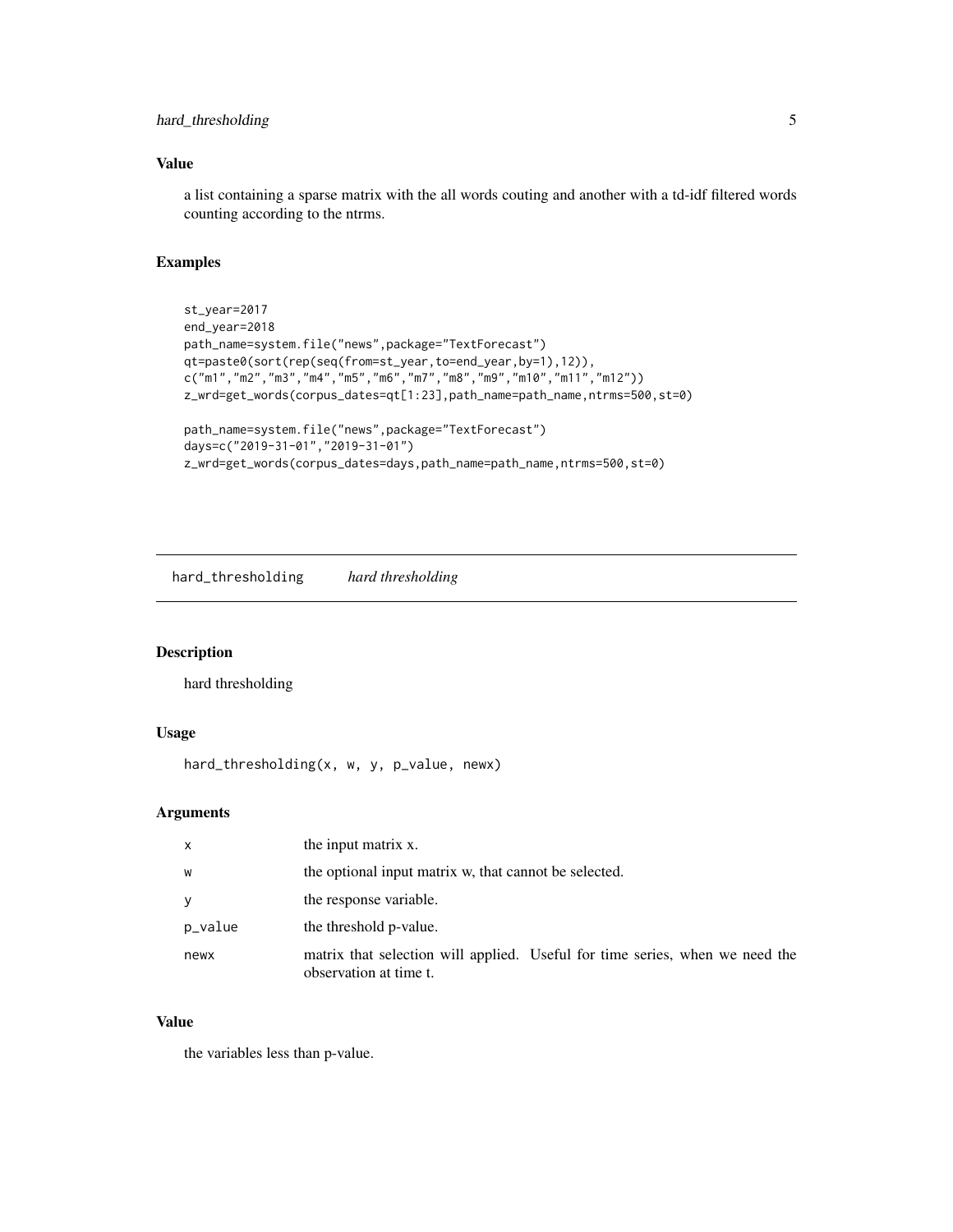### Value

a list containing a sparse matrix with the all words couting and another with a td-idf filtered words counting according to the ntrms.

### Examples

```
st_year=2017
end_year=2018
path_name=system.file("news",package="TextForecast")
qt=paste0(sort(rep(seq(from=st_year,to=end_year,by=1),12)),
c("m1","m2","m3","m4","m5","m6","m7","m8","m9","m10","m11","m12"))
z_wrd=get_words(corpus_dates=qt[1:23],path_name=path_name,ntrms=500,st=0)

path_name=system.file("news",package="TextForecast")
days=c("2019-31-01","2019-31-01")
z_wrd=get_words(corpus_dates=days,path_name=path_name,ntrms=500,st=0)
```

## hard_thresholding *hard thresholding*

### Description

hard thresholding

### Usage

```
hard_thresholding(x, w, y, p_value, newx)
```

### Arguments

| | |
|---|---|
| x | the input matrix x. |
| w | the optional input matrix w, that cannot be selected. |
| y | the response variable. |
| p_value | the threshold p-value. |
| newx | matrix that selection will applied. Useful for time series, when we need the observation at time t. |

### Value

the variables less than p-value.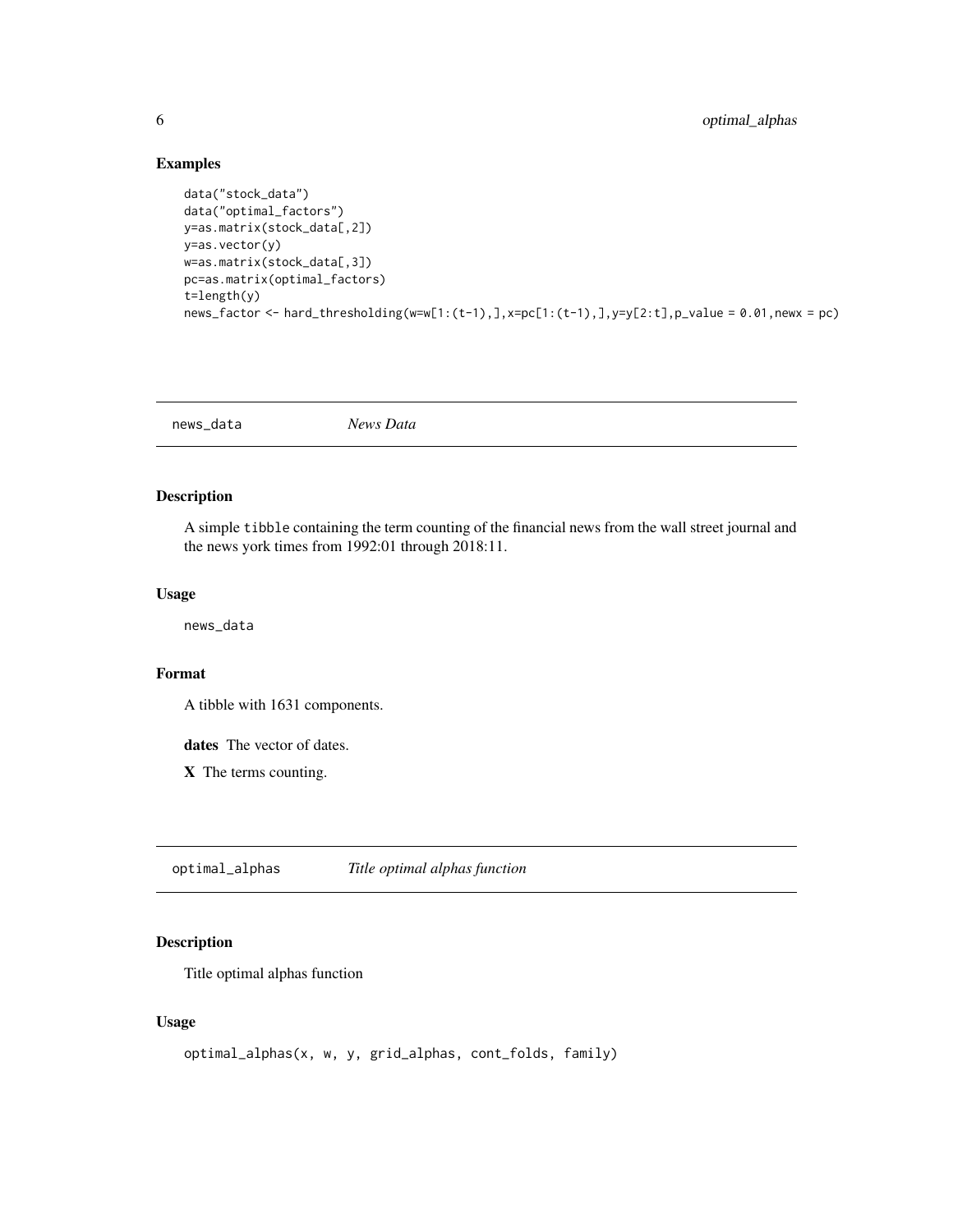## Examples

```
data("stock_data")
data("optimal_factors")
y=as.matrix(stock_data[,2])
y=as.vector(y)
w=as.matrix(stock_data[,3])
pc=as.matrix(optimal_factors)
t=length(y)
news_factor <- hard_thresholding(w=w[1:(t-1),],x=pc[1:(t-1),],y=y[2:t],p_value = 0.01,newx = pc)
```

---

# news_data &nbsp;&nbsp;&nbsp; *News Data*

## Description

A simple `tibble` containing the term counting of the financial news from the wall street journal and the news york times from 1992:01 through 2018:11.

## Usage

```
news_data
```

## Format

A tibble with 1631 components.

**dates** The vector of dates.

**X** The terms counting.

---

# optimal_alphas &nbsp;&nbsp;&nbsp; *Title optimal alphas function*

## Description

Title optimal alphas function

## Usage

```
optimal_alphas(x, w, y, grid_alphas, cont_folds, family)
```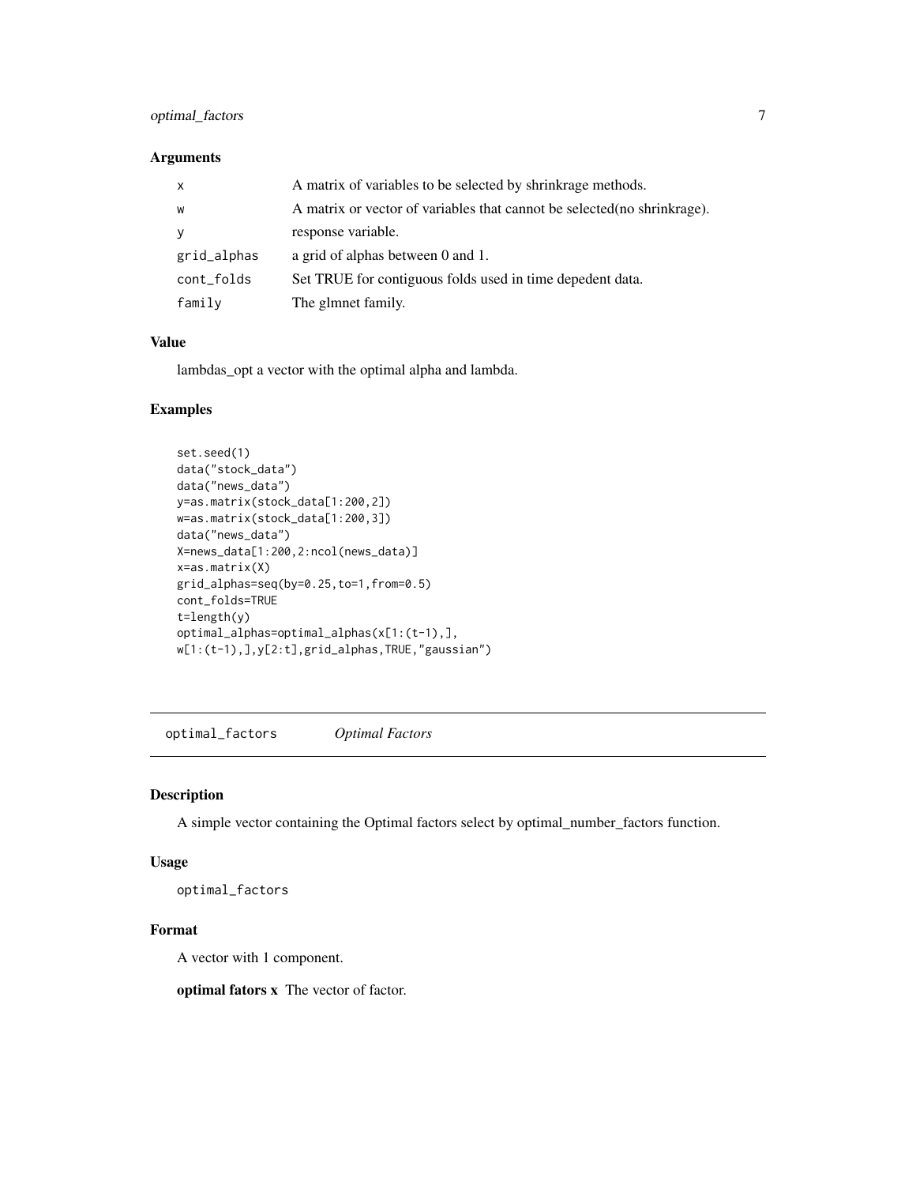### Arguments

| | |
|---|---|
| x | A matrix of variables to be selected by shrinkrage methods. |
| w | A matrix or vector of variables that cannot be selected(no shrinkrage). |
| y | response variable. |
| grid_alphas | a grid of alphas between 0 and 1. |
| cont_folds | Set TRUE for contiguous folds used in time depedent data. |
| family | The glmnet family. |

### Value

lambdas_opt a vector with the optimal alpha and lambda.

### Examples

```
set.seed(1)
data("stock_data")
data("news_data")
y=as.matrix(stock_data[1:200,2])
w=as.matrix(stock_data[1:200,3])
data("news_data")
X=news_data[1:200,2:ncol(news_data)]
x=as.matrix(X)
grid_alphas=seq(by=0.25,to=1,from=0.5)
cont_folds=TRUE
t=length(y)
optimal_alphas=optimal_alphas(x[1:(t-1),],
w[1:(t-1),],y[2:t],grid_alphas,TRUE,"gaussian")
```

---

## optimal_factors *Optimal Factors*

### Description

A simple vector containing the Optimal factors select by optimal_number_factors function.

### Usage

```
optimal_factors
```

### Format

A vector with 1 component.

**optimal fators x** The vector of factor.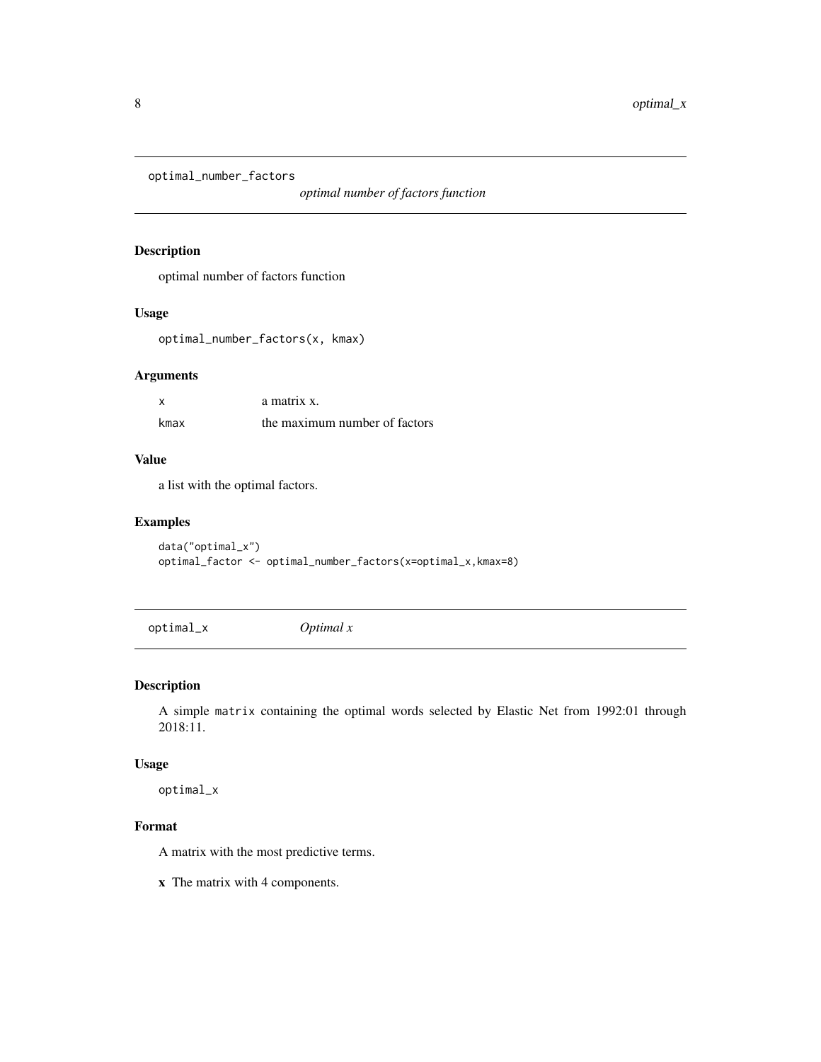## optimal_number_factors

*optimal number of factors function*

### Description

optimal number of factors function

### Usage

```
optimal_number_factors(x, kmax)
```

### Arguments

| | |
|---|---|
| x | a matrix x. |
| kmax | the maximum number of factors |

### Value

a list with the optimal factors.

### Examples

```
data("optimal_x")
optimal_factor <- optimal_number_factors(x=optimal_x,kmax=8)
```

## optimal_x

*Optimal x*

### Description

A simple `matrix` containing the optimal words selected by Elastic Net from 1992:01 through 2018:11.

### Usage

```
optimal_x
```

### Format

A matrix with the most predictive terms.

**x** The matrix with 4 components.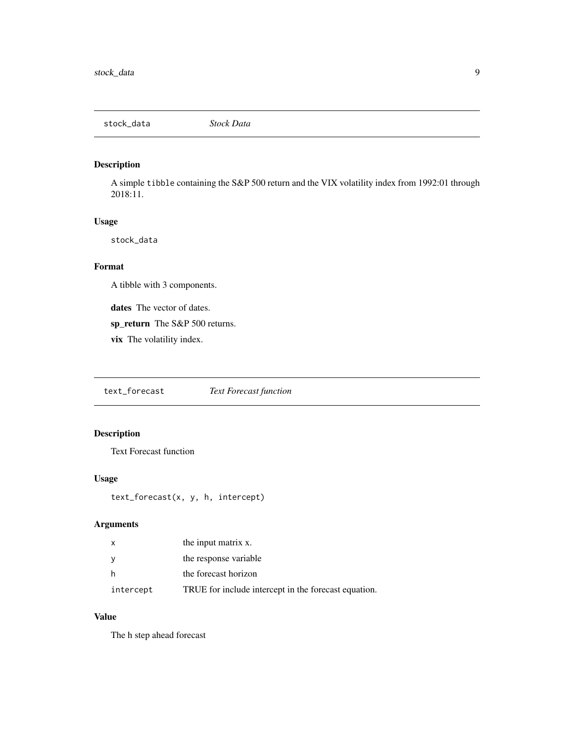## stock_data *Stock Data*

### Description

A simple tibble containing the S&P 500 return and the VIX volatility index from 1992:01 through 2018:11.

### Usage

```
stock_data
```

### Format

A tibble with 3 components.

**dates** The vector of dates.

**sp_return** The S&P 500 returns.

**vix** The volatility index.

## text_forecast *Text Forecast function*

### Description

Text Forecast function

### Usage

```
text_forecast(x, y, h, intercept)
```

### Arguments

| | |
|---|---|
| x | the input matrix x. |
| y | the response variable |
| h | the forecast horizon |
| intercept | TRUE for include intercept in the forecast equation. |

### Value

The h step ahead forecast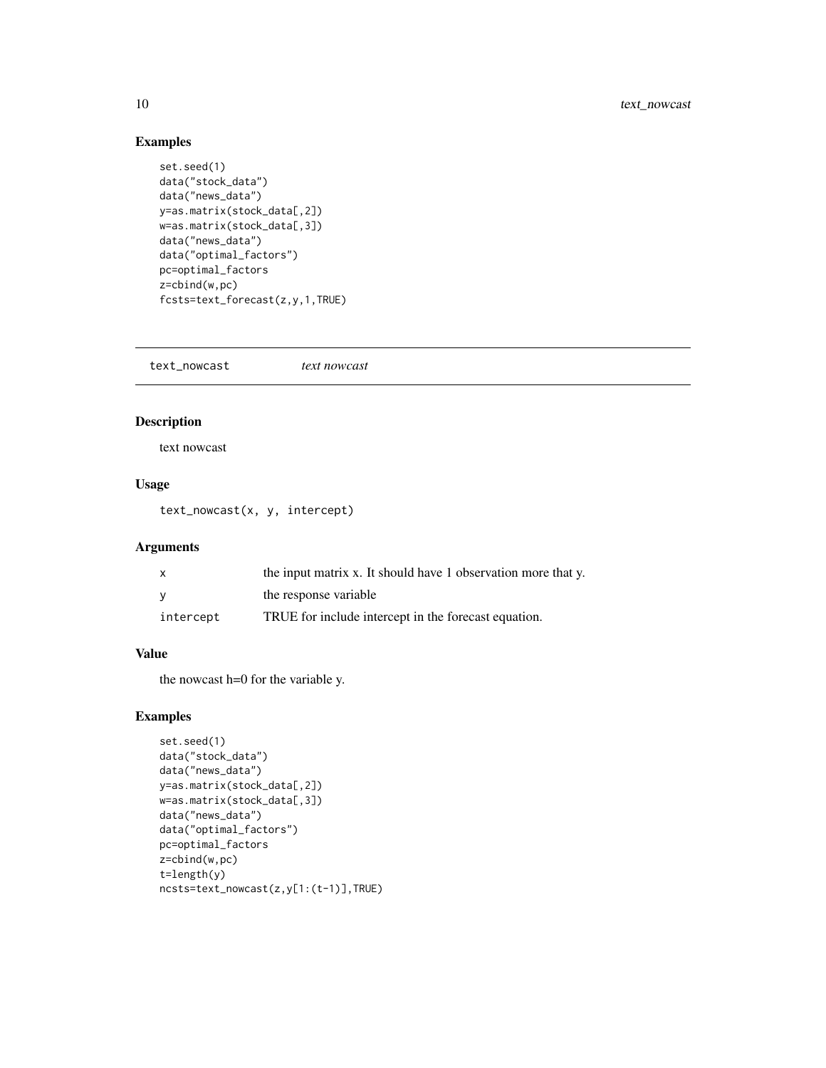## Examples

```
set.seed(1)
data("stock_data")
data("news_data")
y=as.matrix(stock_data[,2])
w=as.matrix(stock_data[,3])
data("news_data")
data("optimal_factors")
pc=optimal_factors
z=cbind(w,pc)
fcsts=text_forecast(z,y,1,TRUE)
```

---

## text_nowcast &nbsp;&nbsp;&nbsp; *text nowcast*

---

### Description

text nowcast

### Usage

```
text_nowcast(x, y, intercept)
```

### Arguments

| | |
|---|---|
| x | the input matrix x. It should have 1 observation more that y. |
| y | the response variable |
| intercept | TRUE for include intercept in the forecast equation. |

### Value

the nowcast h=0 for the variable y.

### Examples

```
set.seed(1)
data("stock_data")
data("news_data")
y=as.matrix(stock_data[,2])
w=as.matrix(stock_data[,3])
data("news_data")
data("optimal_factors")
pc=optimal_factors
z=cbind(w,pc)
t=length(y)
ncsts=text_nowcast(z,y[1:(t-1)],TRUE)
```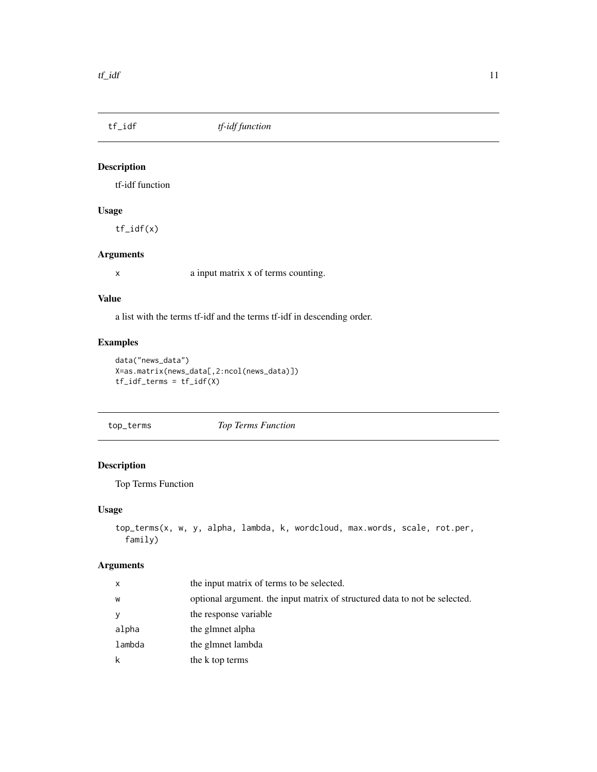## tf_idf — *tf-idf function*

### Description

tf-idf function

### Usage

```
tf_idf(x)
```

### Arguments

| | |
|---|---|
| x | a input matrix x of terms counting. |

### Value

a list with the terms tf-idf and the terms tf-idf in descending order.

### Examples

```
data("news_data")
X=as.matrix(news_data[,2:ncol(news_data)])
tf_idf_terms = tf_idf(X)
```

## top_terms — *Top Terms Function*

### Description

Top Terms Function

### Usage

```
top_terms(x, w, y, alpha, lambda, k, wordcloud, max.words, scale, rot.per,
  family)
```

### Arguments

| | |
|---|---|
| x | the input matrix of terms to be selected. |
| w | optional argument. the input matrix of structured data to not be selected. |
| y | the response variable |
| alpha | the glmnet alpha |
| lambda | the glmnet lambda |
| k | the k top terms |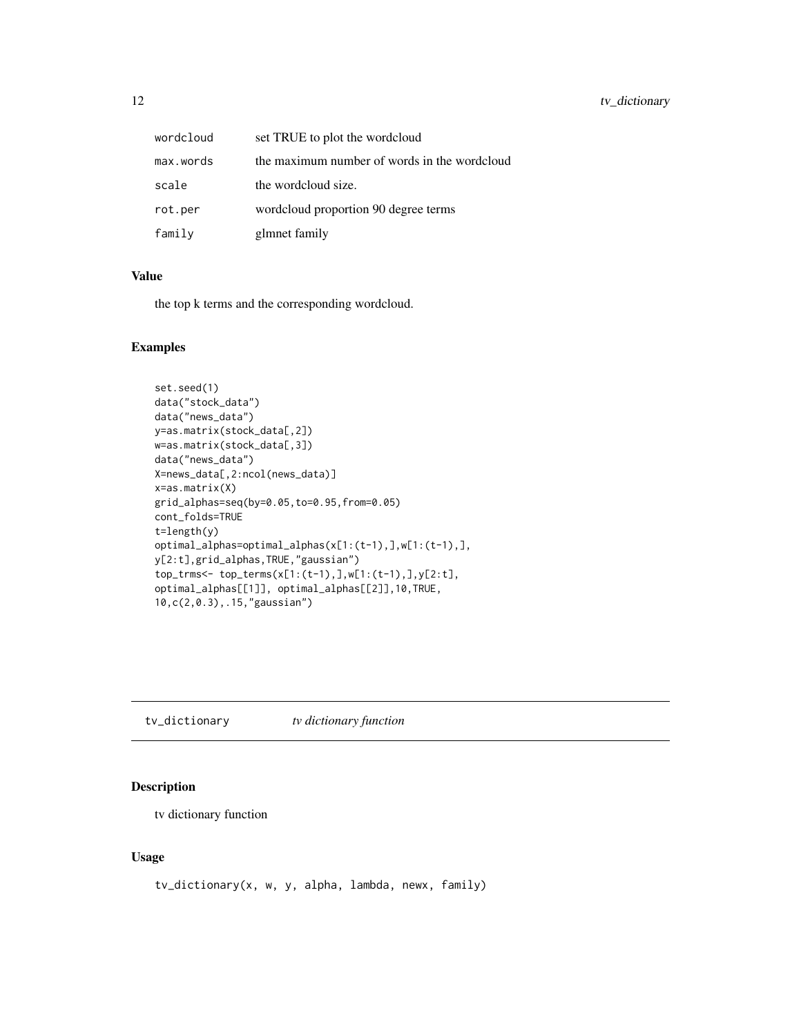| | |
|---|---|
| wordcloud | set TRUE to plot the wordcloud |
| max.words | the maximum number of words in the wordcloud |
| scale | the wordcloud size. |
| rot.per | wordcloud proportion 90 degree terms |
| family | glmnet family |

## Value

the top k terms and the corresponding wordcloud.

## Examples

```
set.seed(1)
data("stock_data")
data("news_data")
y=as.matrix(stock_data[,2])
w=as.matrix(stock_data[,3])
data("news_data")
X=news_data[,2:ncol(news_data)]
x=as.matrix(X)
grid_alphas=seq(by=0.05,to=0.95,from=0.05)
cont_folds=TRUE
t=length(y)
optimal_alphas=optimal_alphas(x[1:(t-1),],w[1:(t-1),],
y[2:t],grid_alphas,TRUE,"gaussian")
top_trms<- top_terms(x[1:(t-1),],w[1:(t-1),],y[2:t],
optimal_alphas[[1]], optimal_alphas[[2]],10,TRUE,
10,c(2,0.3),.15,"gaussian")
```

---

# tv_dictionary *tv dictionary function*

## Description

tv dictionary function

## Usage

```
tv_dictionary(x, w, y, alpha, lambda, newx, family)
```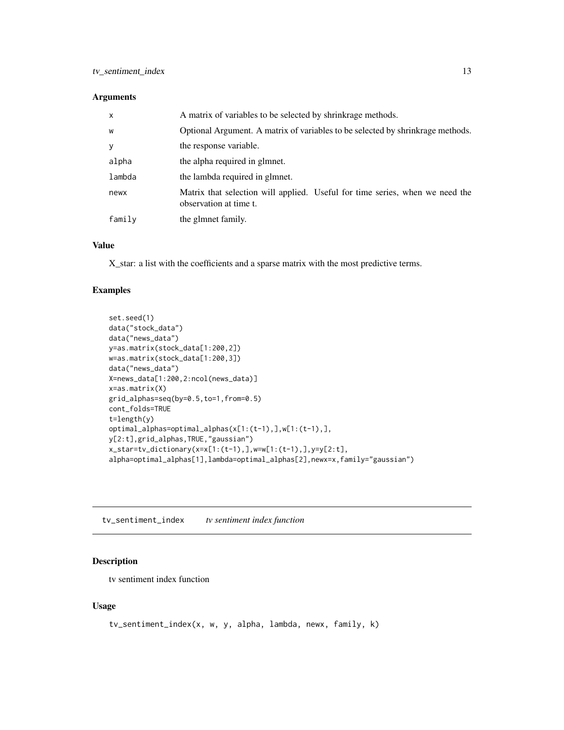## Arguments

| | |
|---|---|
| x | A matrix of variables to be selected by shrinkrage methods. |
| w | Optional Argument. A matrix of variables to be selected by shrinkrage methods. |
| y | the response variable. |
| alpha | the alpha required in glmnet. |
| lambda | the lambda required in glmnet. |
| newx | Matrix that selection will applied. Useful for time series, when we need the observation at time t. |
| family | the glmnet family. |

## Value

X_star: a list with the coefficients and a sparse matrix with the most predictive terms.

## Examples

```
set.seed(1)
data("stock_data")
data("news_data")
y=as.matrix(stock_data[1:200,2])
w=as.matrix(stock_data[1:200,3])
data("news_data")
X=news_data[1:200,2:ncol(news_data)]
x=as.matrix(X)
grid_alphas=seq(by=0.5,to=1,from=0.5)
cont_folds=TRUE
t=length(y)
optimal_alphas=optimal_alphas(x[1:(t-1),],w[1:(t-1),],
y[2:t],grid_alphas,TRUE,"gaussian")
x_star=tv_dictionary(x=x[1:(t-1),],w=w[1:(t-1),],y=y[2:t],
alpha=optimal_alphas[1],lambda=optimal_alphas[2],newx=x,family="gaussian")
```

---

# tv_sentiment_index &nbsp;&nbsp;&nbsp; *tv sentiment index function*

## Description

tv sentiment index function

## Usage

```
tv_sentiment_index(x, w, y, alpha, lambda, newx, family, k)
```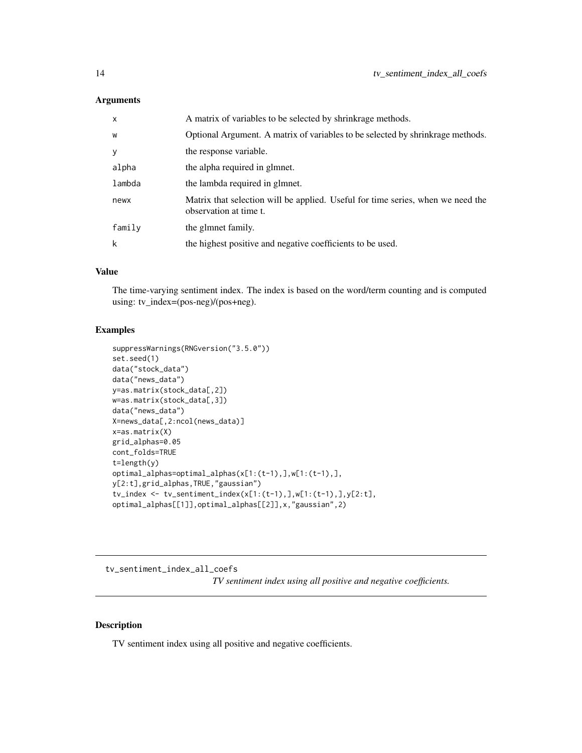### Arguments

| | |
|---|---|
| x | A matrix of variables to be selected by shrinkrage methods. |
| w | Optional Argument. A matrix of variables to be selected by shrinkrage methods. |
| y | the response variable. |
| alpha | the alpha required in glmnet. |
| lambda | the lambda required in glmnet. |
| newx | Matrix that selection will be applied. Useful for time series, when we need the observation at time t. |
| family | the glmnet family. |
| k | the highest positive and negative coefficients to be used. |

### Value

The time-varying sentiment index. The index is based on the word/term counting and is computed using: tv_index=(pos-neg)/(pos+neg).

### Examples

```
suppressWarnings(RNGversion("3.5.0"))
set.seed(1)
data("stock_data")
data("news_data")
y=as.matrix(stock_data[,2])
w=as.matrix(stock_data[,3])
data("news_data")
X=news_data[,2:ncol(news_data)]
x=as.matrix(X)
grid_alphas=0.05
cont_folds=TRUE
t=length(y)
optimal_alphas=optimal_alphas(x[1:(t-1),],w[1:(t-1),],
y[2:t],grid_alphas,TRUE,"gaussian")
tv_index <- tv_sentiment_index(x[1:(t-1),],w[1:(t-1),],y[2:t],
optimal_alphas[[1]],optimal_alphas[[2]],x,"gaussian",2)
```

---

## tv_sentiment_index_all_coefs

*TV sentiment index using all positive and negative coefficients.*

---

### Description

TV sentiment index using all positive and negative coefficients.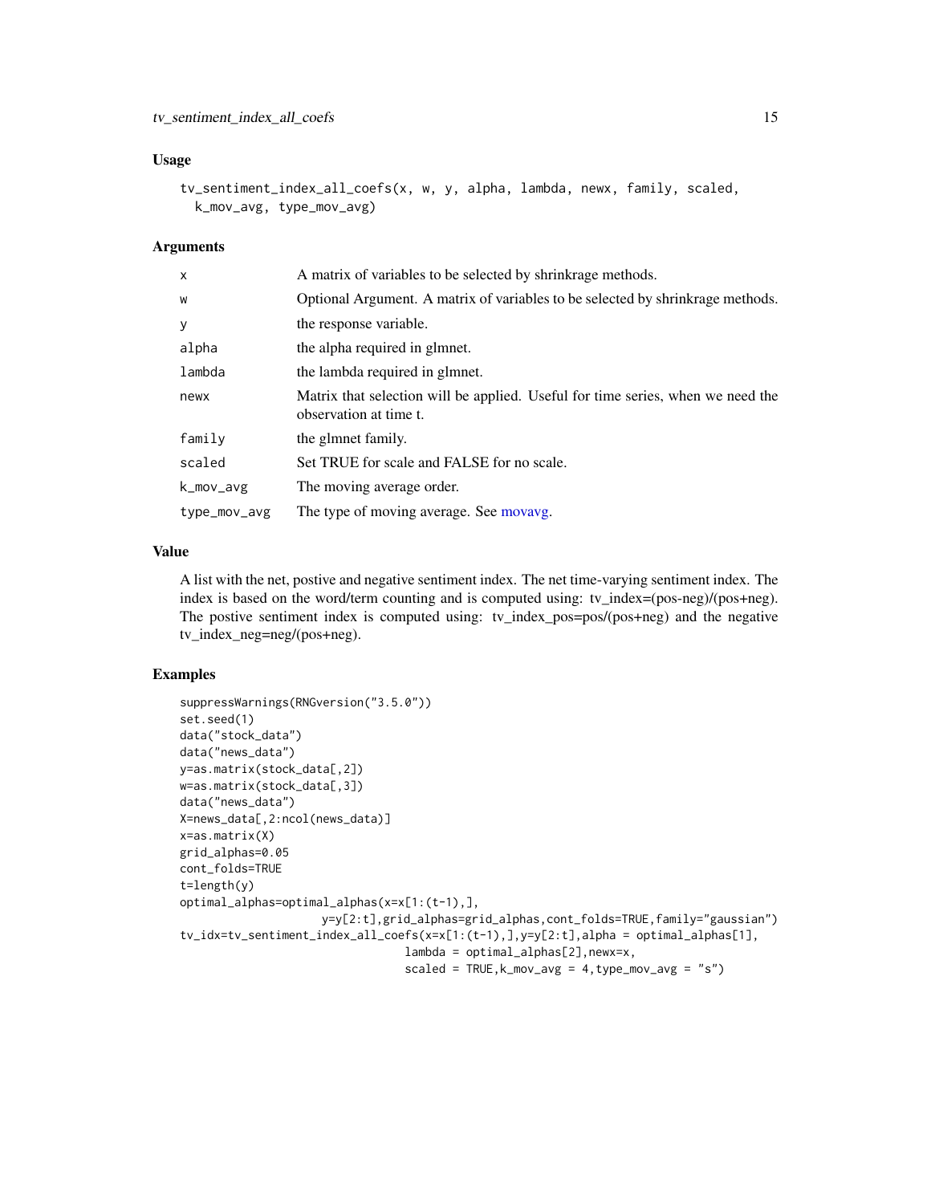## Usage

```
tv_sentiment_index_all_coefs(x, w, y, alpha, lambda, newx, family, scaled,
  k_mov_avg, type_mov_avg)
```

## Arguments

| | |
|---|---|
| x | A matrix of variables to be selected by shrinkrage methods. |
| w | Optional Argument. A matrix of variables to be selected by shrinkrage methods. |
| y | the response variable. |
| alpha | the alpha required in glmnet. |
| lambda | the lambda required in glmnet. |
| newx | Matrix that selection will be applied. Useful for time series, when we need the observation at time t. |
| family | the glmnet family. |
| scaled | Set TRUE for scale and FALSE for no scale. |
| k_mov_avg | The moving average order. |
| type_mov_avg | The type of moving average. See movavg. |

## Value

A list with the net, postive and negative sentiment index. The net time-varying sentiment index. The index is based on the word/term counting and is computed using: tv_index=(pos-neg)/(pos+neg). The postive sentiment index is computed using: tv_index_pos=pos/(pos+neg) and the negative tv_index_neg=neg/(pos+neg).

## Examples

```
suppressWarnings(RNGversion("3.5.0"))
set.seed(1)
data("stock_data")
data("news_data")
y=as.matrix(stock_data[,2])
w=as.matrix(stock_data[,3])
data("news_data")
X=news_data[,2:ncol(news_data)]
x=as.matrix(X)
grid_alphas=0.05
cont_folds=TRUE
t=length(y)
optimal_alphas=optimal_alphas(x=x[1:(t-1),],
                   y=y[2:t],grid_alphas=grid_alphas,cont_folds=TRUE,family="gaussian")
tv_idx=tv_sentiment_index_all_coefs(x=x[1:(t-1),],y=y[2:t],alpha = optimal_alphas[1],
                                lambda = optimal_alphas[2],newx=x,
                                scaled = TRUE,k_mov_avg = 4,type_mov_avg = "s")
```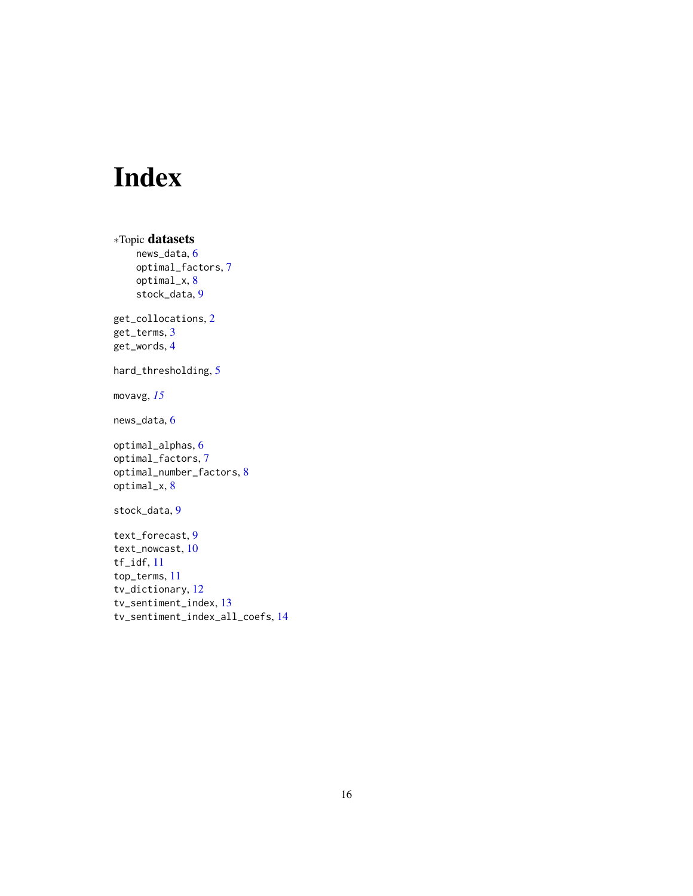# Index

*Topic **datasets**
news_data, 6
optimal_factors, 7
optimal_x, 8
stock_data, 9

get_collocations, 2
get_terms, 3
get_words, 4

hard_thresholding, 5

movavg, *15*

news_data, 6

optimal_alphas, 6
optimal_factors, 7
optimal_number_factors, 8
optimal_x, 8

stock_data, 9

text_forecast, 9
text_nowcast, 10
tf_idf, 11
top_terms, 11
tv_dictionary, 12
tv_sentiment_index, 13
tv_sentiment_index_all_coefs, 14